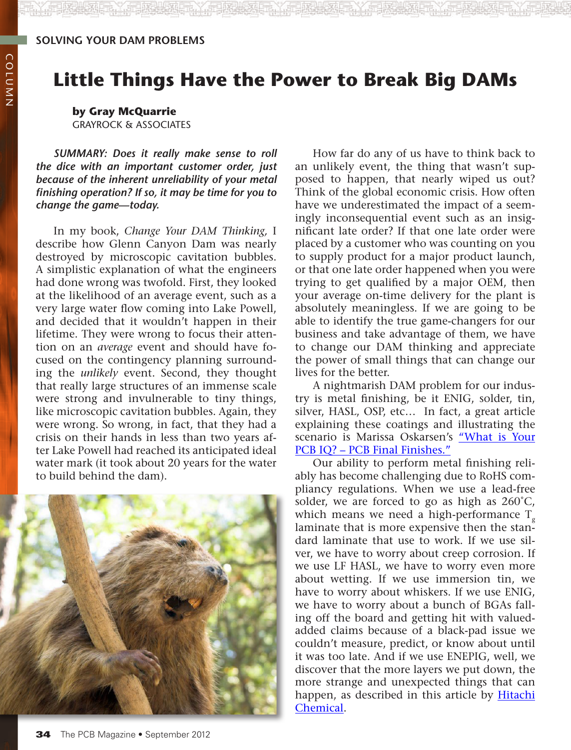SOLVING YOUR DAM PROBLEMS

# Little Things Have the Power to Break Big DAMs

**by Gray McQuarrie**
GRAYROCK & ASSOCIATES

***SUMMARY: Does it really make sense to roll the dice with an important customer order, just because of the inherent unreliability of your metal finishing operation? If so, it may be time for you to change the game—today.***

In my book, *Change Your DAM Thinking,* I describe how Glenn Canyon Dam was nearly destroyed by microscopic cavitation bubbles. A simplistic explanation of what the engineers had done wrong was twofold. First, they looked at the likelihood of an average event, such as a very large water flow coming into Lake Powell, and decided that it wouldn't happen in their lifetime. They were wrong to focus their attention on an *average* event and should have focused on the contingency planning surrounding the *unlikely* event. Second, they thought that really large structures of an immense scale were strong and invulnerable to tiny things, like microscopic cavitation bubbles. Again, they were wrong. So wrong, in fact, that they had a crisis on their hands in less than two years after Lake Powell had reached its anticipated ideal water mark (it took about 20 years for the water to build behind the dam).

How far do any of us have to think back to an unlikely event, the thing that wasn't supposed to happen, that nearly wiped us out? Think of the global economic crisis. How often have we underestimated the impact of a seemingly inconsequential event such as an insignificant late order? If that one late order were placed by a customer who was counting on you to supply product for a major product launch, or that one late order happened when you were trying to get qualified by a major OEM, then your average on-time delivery for the plant is absolutely meaningless. If we are going to be able to identify the true game-changers for our business and take advantage of them, we have to change our DAM thinking and appreciate the power of small things that can change our lives for the better.

A nightmarish DAM problem for our industry is metal finishing, be it ENIG, solder, tin, silver, HASL, OSP, etc… In fact, a great article explaining these coatings and illustrating the scenario is Marissa Oskarsen's "What is Your PCB IQ? – PCB Final Finishes."

Our ability to perform metal finishing reliably has become challenging due to RoHS compliancy regulations. When we use a lead-free solder, we are forced to go as high as 260°C, which means we need a high-performance $T_g$ laminate that is more expensive then the standard laminate that use to work. If we use silver, we have to worry about creep corrosion. If we use LF HASL, we have to worry even more about wetting. If we use immersion tin, we have to worry about whiskers. If we use ENIG, we have to worry about a bunch of BGAs falling off the board and getting hit with valued-added claims because of a black-pad issue we couldn't measure, predict, or know about until it was too late. And if we use ENEPIG, well, we discover that the more layers we put down, the more strange and unexpected things that can happen, as described in this article by Hitachi Chemical.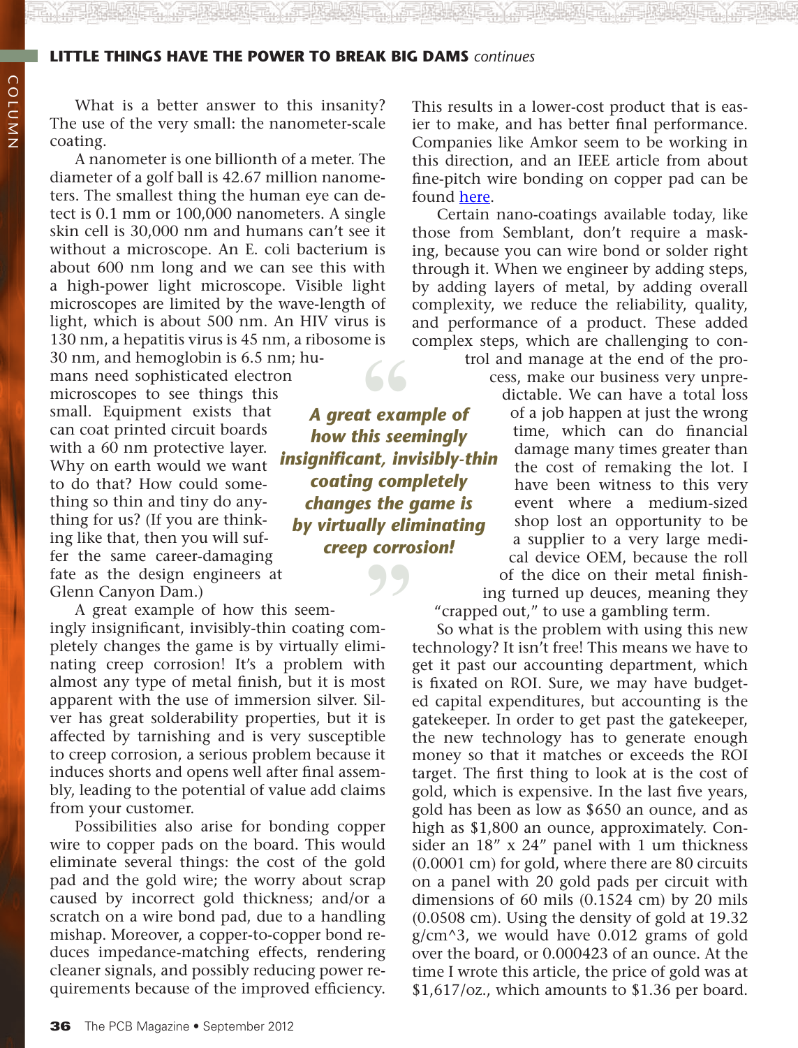What is a better answer to this insanity? The use of the very small: the nanometer-scale coating.

A nanometer is one billionth of a meter. The diameter of a golf ball is 42.67 million nanometers. The smallest thing the human eye can detect is 0.1 mm or 100,000 nanometers. A single skin cell is 30,000 nm and humans can't see it without a microscope. An E. coli bacterium is about 600 nm long and we can see this with a high-power light microscope. Visible light microscopes are limited by the wave-length of light, which is about 500 nm. An HIV virus is 130 nm, a hepatitis virus is 45 nm, a ribosome is 30 nm, and hemoglobin is 6.5 nm; humans need sophisticated electron microscopes to see things this small. Equipment exists that can coat printed circuit boards with a 60 nm protective layer. Why on earth would we want to do that? How could something so thin and tiny do anything for us? (If you are thinking like that, then you will suffer the same career-damaging fate as the design engineers at Glenn Canyon Dam.)

> *A great example of how this seemingly insignificant, invisibly-thin coating completely changes the game is by virtually eliminating creep corrosion!*

A great example of how this seemingly insignificant, invisibly-thin coating completely changes the game is by virtually eliminating creep corrosion! It's a problem with almost any type of metal finish, but it is most apparent with the use of immersion silver. Silver has great solderability properties, but it is affected by tarnishing and is very susceptible to creep corrosion, a serious problem because it induces shorts and opens well after final assembly, leading to the potential of value add claims from your customer.

Possibilities also arise for bonding copper wire to copper pads on the board. This would eliminate several things: the cost of the gold pad and the gold wire; the worry about scrap caused by incorrect gold thickness; and/or a scratch on a wire bond pad, due to a handling mishap. Moreover, a copper-to-copper bond reduces impedance-matching effects, rendering cleaner signals, and possibly reducing power requirements because of the improved efficiency. This results in a lower-cost product that is easier to make, and has better final performance. Companies like Amkor seem to be working in this direction, and an IEEE article from about fine-pitch wire bonding on copper pad can be found here.

Certain nano-coatings available today, like those from Semblant, don't require a masking, because you can wire bond or solder right through it. When we engineer by adding steps, by adding layers of metal, by adding overall complexity, we reduce the reliability, quality, and performance of a product. These added complex steps, which are challenging to control and manage at the end of the process, make our business very unpredictable. We can have a total loss of a job happen at just the wrong time, which can do financial damage many times greater than the cost of remaking the lot. I have been witness to this very event where a medium-sized shop lost an opportunity to be a supplier to a very large medical device OEM, because the roll of the dice on their metal finishing turned up deuces, meaning they "crapped out," to use a gambling term.

So what is the problem with using this new technology? It isn't free! This means we have to get it past our accounting department, which is fixated on ROI. Sure, we may have budgeted capital expenditures, but accounting is the gatekeeper. In order to get past the gatekeeper, the new technology has to generate enough money so that it matches or exceeds the ROI target. The first thing to look at is the cost of gold, which is expensive. In the last five years, gold has been as low as $650 an ounce, and as high as $1,800 an ounce, approximately. Consider an 18" x 24" panel with 1 um thickness (0.0001 cm) for gold, where there are 80 circuits on a panel with 20 gold pads per circuit with dimensions of 60 mils (0.1524 cm) by 20 mils (0.0508 cm). Using the density of gold at 19.32 g/cm^3, we would have 0.012 grams of gold over the board, or 0.000423 of an ounce. At the time I wrote this article, the price of gold was at $1,617/oz., which amounts to $1.36 per board.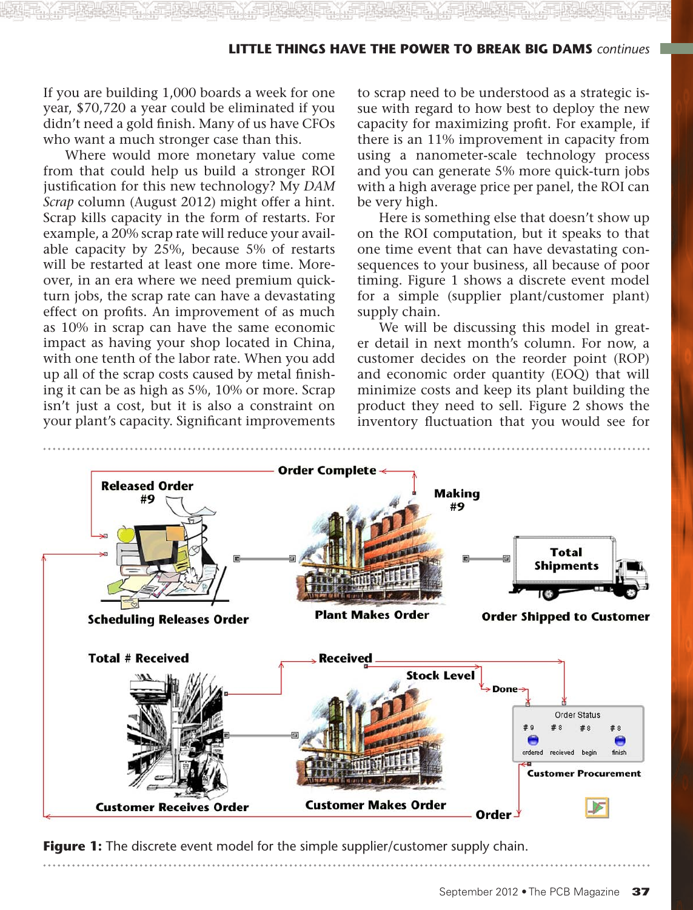If you are building 1,000 boards a week for one year, $70,720 a year could be eliminated if you didn't need a gold finish. Many of us have CFOs who want a much stronger case than this.

Where would more monetary value come from that could help us build a stronger ROI justification for this new technology? My *DAM Scrap* column (August 2012) might offer a hint. Scrap kills capacity in the form of restarts. For example, a 20% scrap rate will reduce your available capacity by 25%, because 5% of restarts will be restarted at least one more time. Moreover, in an era where we need premium quick-turn jobs, the scrap rate can have a devastating effect on profits. An improvement of as much as 10% in scrap can have the same economic impact as having your shop located in China, with one tenth of the labor rate. When you add up all of the scrap costs caused by metal finishing it can be as high as 5%, 10% or more. Scrap isn't just a cost, but it is also a constraint on your plant's capacity. Significant improvements to scrap need to be understood as a strategic issue with regard to how best to deploy the new capacity for maximizing profit. For example, if there is an 11% improvement in capacity from using a nanometer-scale technology process and you can generate 5% more quick-turn jobs with a high average price per panel, the ROI can be very high.

Here is something else that doesn't show up on the ROI computation, but it speaks to that one time event that can have devastating consequences to your business, all because of poor timing. Figure 1 shows a discrete event model for a simple (supplier plant/customer plant) supply chain.

We will be discussing this model in greater detail in next month's column. For now, a customer decides on the reorder point (ROP) and economic order quantity (EOQ) that will minimize costs and keep its plant building the product they need to sell. Figure 2 shows the inventory fluctuation that you would see for

**Figure 1:** The discrete event model for the simple supplier/customer supply chain.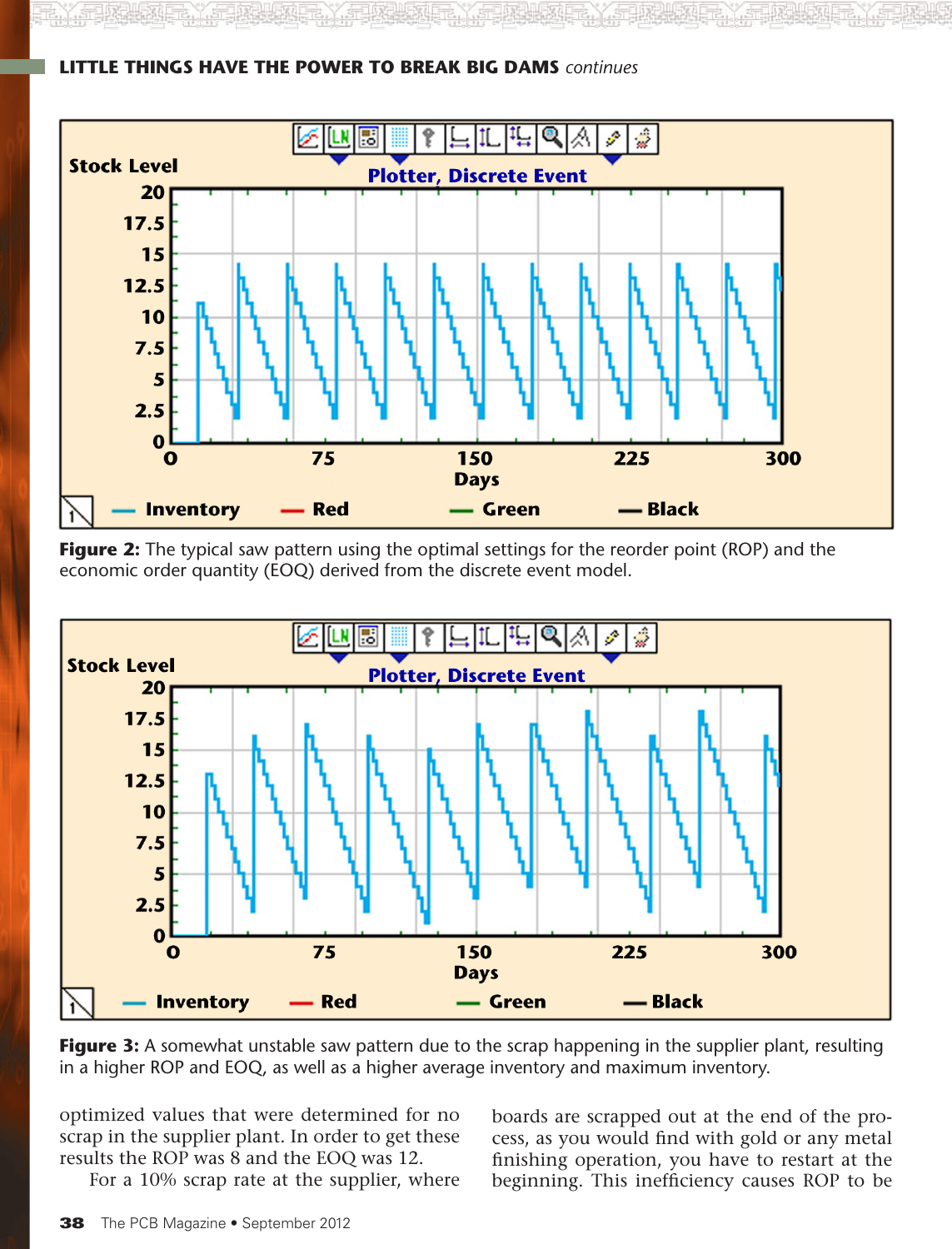Figure 2: The typical saw pattern using the optimal settings for the reorder point (ROP) and the economic order quantity (EOQ) derived from the discrete event model.

Figure 3: A somewhat unstable saw pattern due to the scrap happening in the supplier plant, resulting in a higher ROP and EOQ, as well as a higher average inventory and maximum inventory.

optimized values that were determined for no scrap in the supplier plant. In order to get these results the ROP was 8 and the EOQ was 12.

For a 10% scrap rate at the supplier, where boards are scrapped out at the end of the process, as you would find with gold or any metal finishing operation, you have to restart at the beginning. This inefficiency causes ROP to be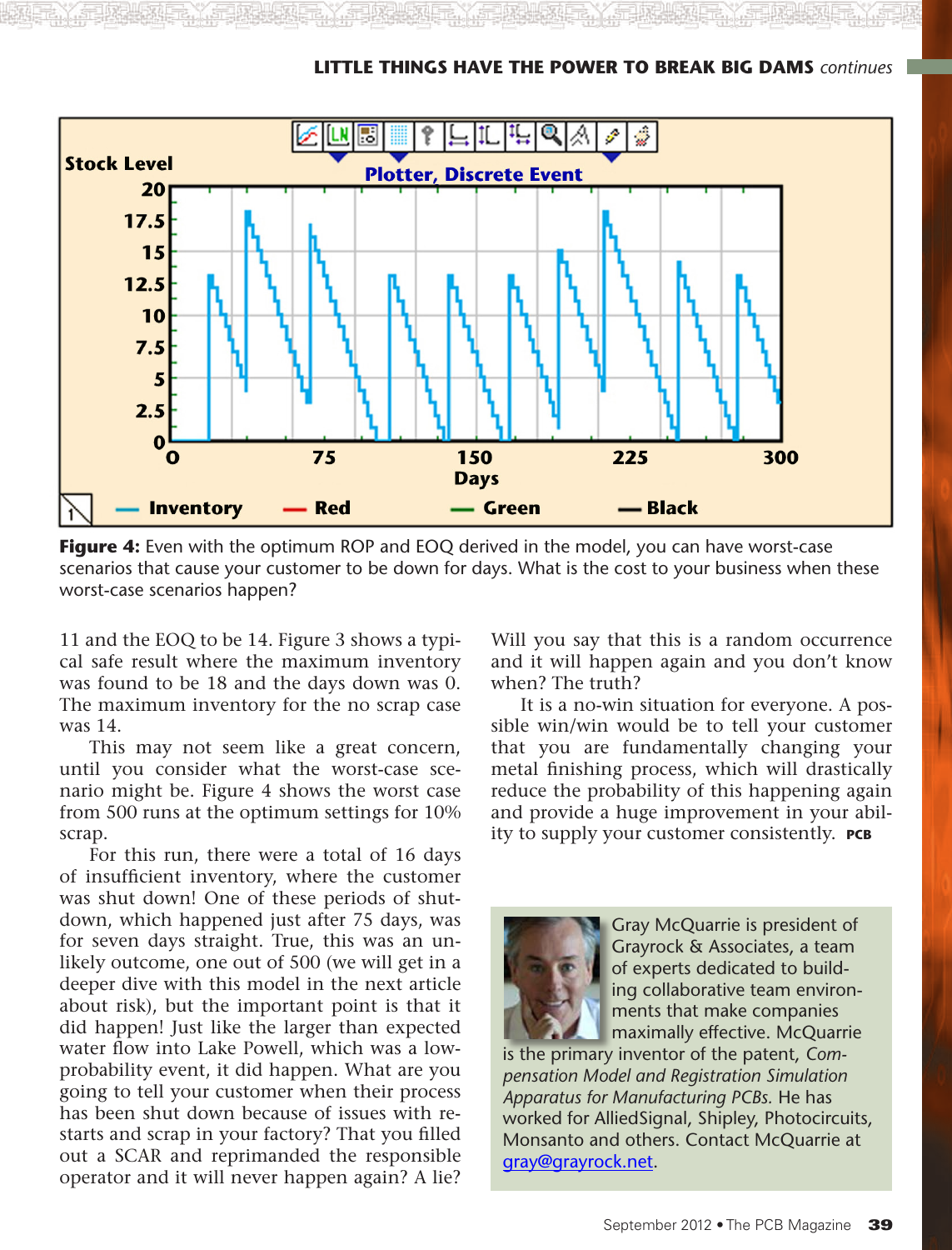Stock Level

Plotter, Discrete Event

20
17.5
15
12.5
10
7.5
5
2.5
0

0
75
150
225
300
Days

Inventory
Red
Green
Black

**Figure 4:** Even with the optimum ROP and EOQ derived in the model, you can have worst-case scenarios that cause your customer to be down for days. What is the cost to your business when these worst-case scenarios happen?

11 and the EOQ to be 14. Figure 3 shows a typical safe result where the maximum inventory was found to be 18 and the days down was 0. The maximum inventory for the no scrap case was 14.

This may not seem like a great concern, until you consider what the worst-case scenario might be. Figure 4 shows the worst case from 500 runs at the optimum settings for 10% scrap.

For this run, there were a total of 16 days of insufficient inventory, where the customer was shut down! One of these periods of shutdown, which happened just after 75 days, was for seven days straight. True, this was an unlikely outcome, one out of 500 (we will get in a deeper dive with this model in the next article about risk), but the important point is that it did happen! Just like the larger than expected water flow into Lake Powell, which was a low-probability event, it did happen. What are you going to tell your customer when their process has been shut down because of issues with restarts and scrap in your factory? That you filled out a SCAR and reprimanded the responsible operator and it will never happen again? A lie? Will you say that this is a random occurrence and it will happen again and you don't know when? The truth?

It is a no-win situation for everyone. A possible win/win would be to tell your customer that you are fundamentally changing your metal finishing process, which will drastically reduce the probability of this happening again and provide a huge improvement in your ability to supply your customer consistently. PCB

Gray McQuarrie is president of Grayrock & Associates, a team of experts dedicated to building collaborative team environments that make companies maximally effective. McQuarrie is the primary inventor of the patent, *Compensation Model and Registration Simulation Apparatus for Manufacturing PCBs.* He has worked for AlliedSignal, Shipley, Photocircuits, Monsanto and others. Contact McQuarrie at gray@grayrock.net.